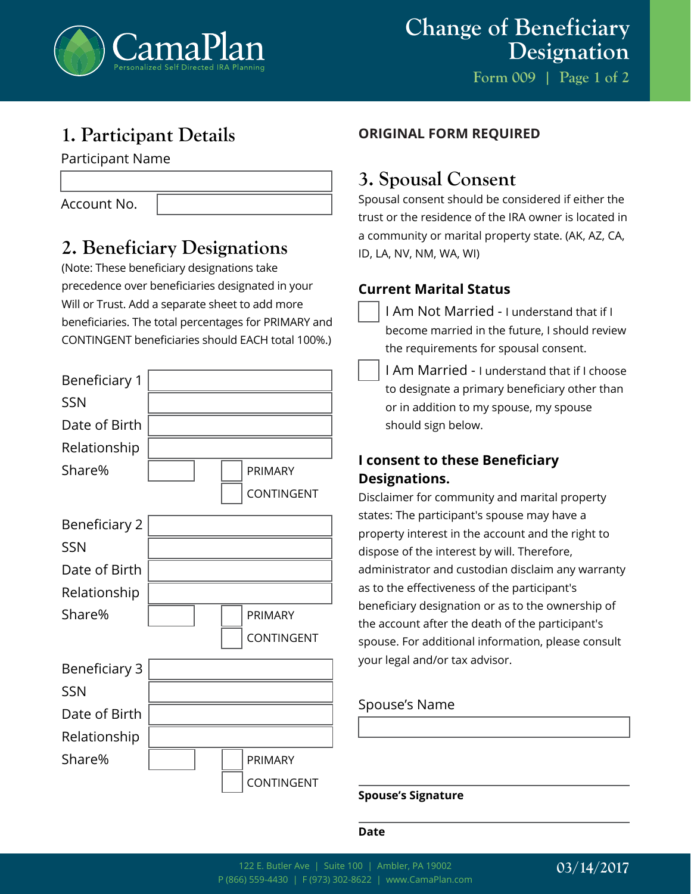CamaPlan
Personalized Self Directed IRA Planning

# Change of Beneficiary Designation

Form 009

## 1. Participant Details

Participant Name

Account No.

## 2. Beneficiary Designations

(Note: These beneficiary designations take precedence over beneficiaries designated in your Will or Trust. Add a separate sheet to add more beneficiaries. The total percentages for PRIMARY and CONTINGENT beneficiaries should EACH total 100%.)

Beneficiary 1
SSN
Date of Birth
Relationship
Share%
☐ PRIMARY
☐ CONTINGENT

Beneficiary 2
SSN
Date of Birth
Relationship
Share%
☐ PRIMARY
☐ CONTINGENT

Beneficiary 3
SSN
Date of Birth
Relationship
Share%
☐ PRIMARY
☐ CONTINGENT

**ORIGINAL FORM REQUIRED**

## 3. Spousal Consent

Spousal consent should be considered if either the trust or the residence of the IRA owner is located in a community or marital property state. (AK, AZ, CA, ID, LA, NV, NM, WA, WI)

### Current Marital Status

☐ I Am Not Married - I understand that if I become married in the future, I should review the requirements for spousal consent.

☐ I Am Married - I understand that if I choose to designate a primary beneficiary other than or in addition to my spouse, my spouse should sign below.

### I consent to these Beneficiary Designations.

Disclaimer for community and marital property states: The participant's spouse may have a property interest in the account and the right to dispose of the interest by will. Therefore, administrator and custodian disclaim any warranty as to the effectiveness of the participant's beneficiary designation or as to the ownership of the account after the death of the participant's spouse. For additional information, please consult your legal and/or tax advisor.

Spouse's Name

**Spouse's Signature**

**Date**

122 E. Butler Ave | Suite 100 | Ambler, PA 19002
P (866) 559-4430 | F (973) 302-8622 | www.CamaPlan.com

03/14/2017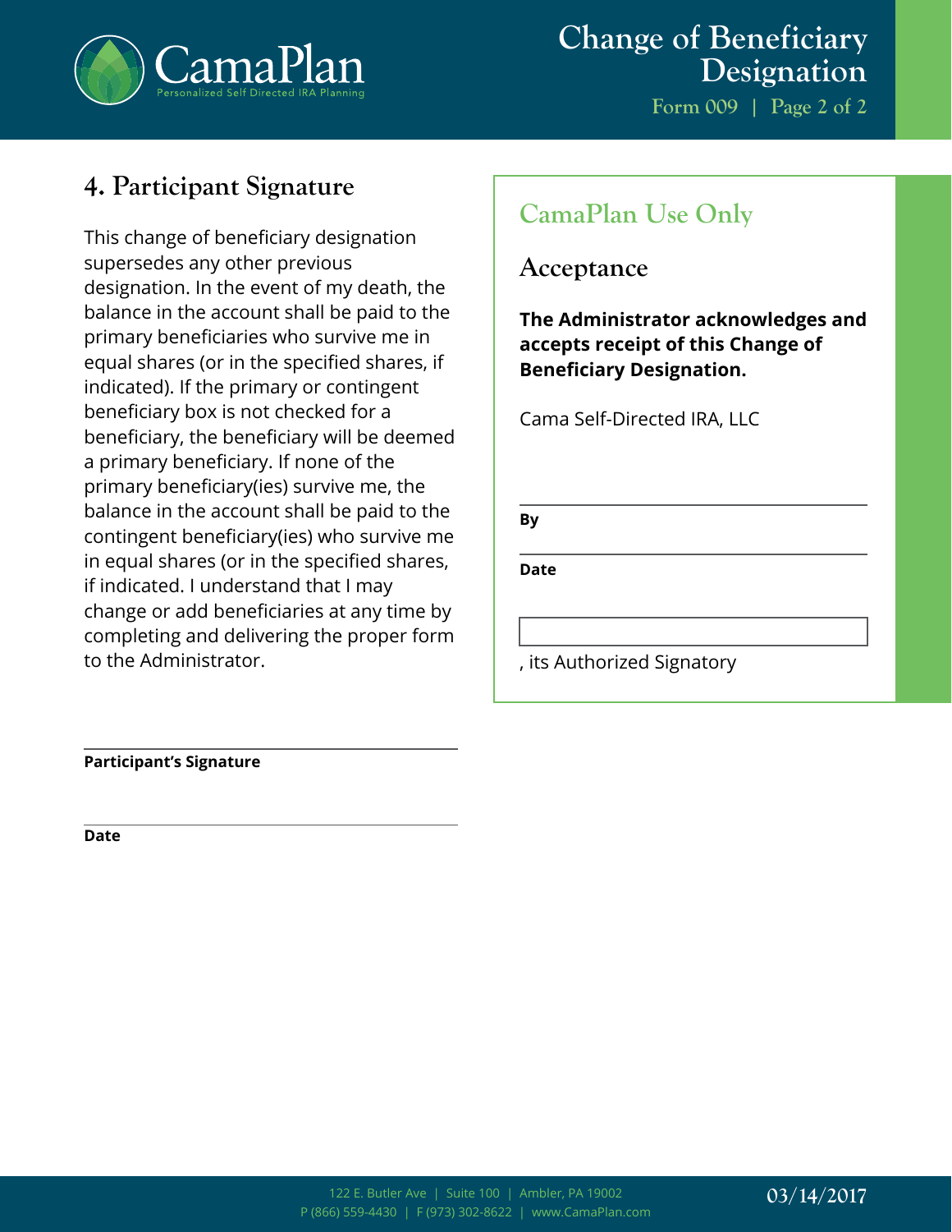## 4. Participant Signature

This change of beneficiary designation supersedes any other previous designation. In the event of my death, the balance in the account shall be paid to the primary beneficiaries who survive me in equal shares (or in the specified shares, if indicated). If the primary or contingent beneficiary box is not checked for a beneficiary, the beneficiary will be deemed a primary beneficiary. If none of the primary beneficiary(ies) survive me, the balance in the account shall be paid to the contingent beneficiary(ies) who survive me in equal shares (or in the specified shares, if indicated. I understand that I may change or add beneficiaries at any time by completing and delivering the proper form to the Administrator.

**Participant's Signature**

**Date**

## CamaPlan Use Only

### Acceptance

**The Administrator acknowledges and accepts receipt of this Change of Beneficiary Designation.**

Cama Self-Directed IRA, LLC

**By**

**Date**

, its Authorized Signatory